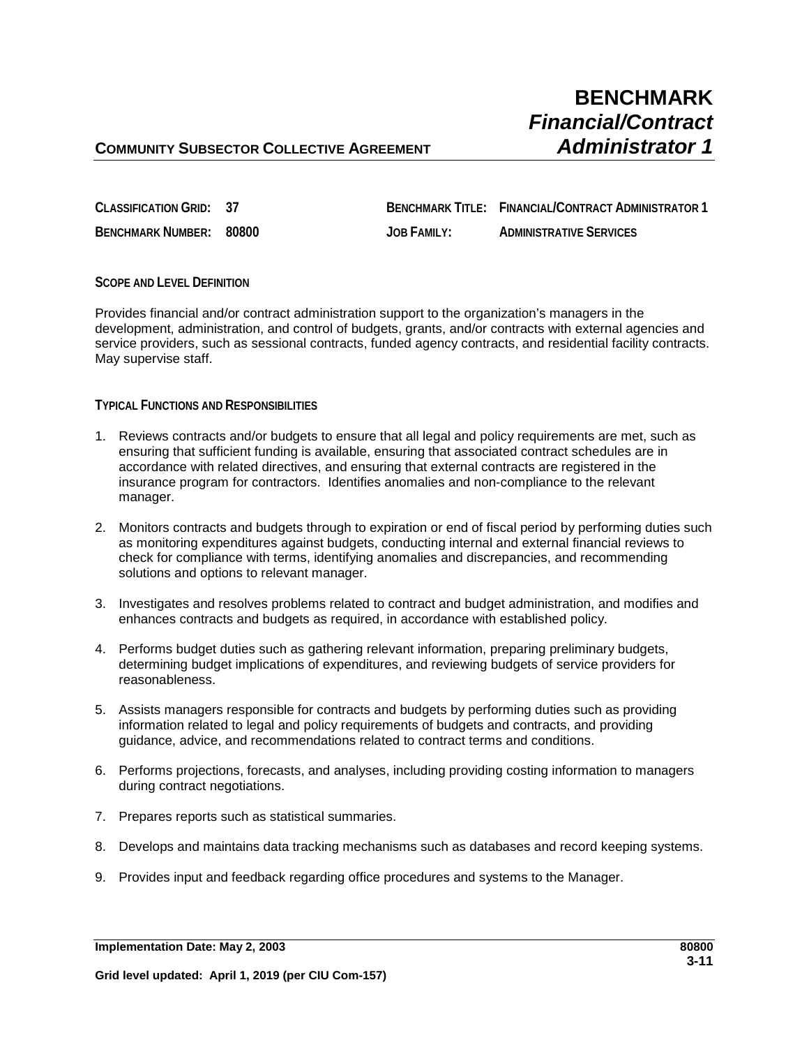# BENCHMARK
## *Financial/Contract Administrator 1*

**COMMUNITY SUBSECTOR COLLECTIVE AGREEMENT**

| | | | |
|---|---|---|---|
| **CLASSIFICATION GRID:** | **37** | **BENCHMARK TITLE:** | **FINANCIAL/CONTRACT ADMINISTRATOR 1** |
| **BENCHMARK NUMBER:** | **80800** | **JOB FAMILY:** | **ADMINISTRATIVE SERVICES** |

### SCOPE AND LEVEL DEFINITION

Provides financial and/or contract administration support to the organization's managers in the development, administration, and control of budgets, grants, and/or contracts with external agencies and service providers, such as sessional contracts, funded agency contracts, and residential facility contracts. May supervise staff.

### TYPICAL FUNCTIONS AND RESPONSIBILITIES

1. Reviews contracts and/or budgets to ensure that all legal and policy requirements are met, such as ensuring that sufficient funding is available, ensuring that associated contract schedules are in accordance with related directives, and ensuring that external contracts are registered in the insurance program for contractors. Identifies anomalies and non-compliance to the relevant manager.

2. Monitors contracts and budgets through to expiration or end of fiscal period by performing duties such as monitoring expenditures against budgets, conducting internal and external financial reviews to check for compliance with terms, identifying anomalies and discrepancies, and recommending solutions and options to relevant manager.

3. Investigates and resolves problems related to contract and budget administration, and modifies and enhances contracts and budgets as required, in accordance with established policy.

4. Performs budget duties such as gathering relevant information, preparing preliminary budgets, determining budget implications of expenditures, and reviewing budgets of service providers for reasonableness.

5. Assists managers responsible for contracts and budgets by performing duties such as providing information related to legal and policy requirements of budgets and contracts, and providing guidance, advice, and recommendations related to contract terms and conditions.

6. Performs projections, forecasts, and analyses, including providing costing information to managers during contract negotiations.

7. Prepares reports such as statistical summaries.

8. Develops and maintains data tracking mechanisms such as databases and record keeping systems.

9. Provides input and feedback regarding office procedures and systems to the Manager.

**Implementation Date: May 2, 2003**

**Grid level updated: April 1, 2019 (per CIU Com-157)**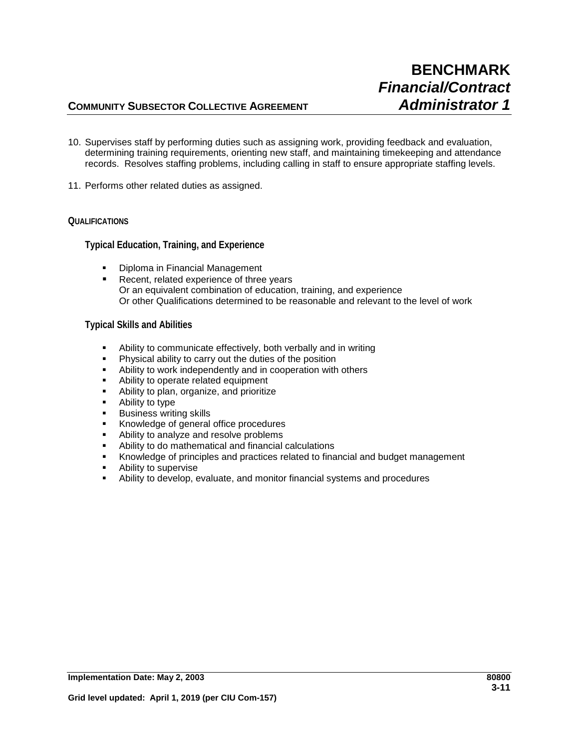10. Supervises staff by performing duties such as assigning work, providing feedback and evaluation, determining training requirements, orienting new staff, and maintaining timekeeping and attendance records. Resolves staffing problems, including calling in staff to ensure appropriate staffing levels.

11. Performs other related duties as assigned.

## QUALIFICATIONS

### Typical Education, Training, and Experience

- Diploma in Financial Management
- Recent, related experience of three years
  Or an equivalent combination of education, training, and experience
  Or other Qualifications determined to be reasonable and relevant to the level of work

### Typical Skills and Abilities

- Ability to communicate effectively, both verbally and in writing
- Physical ability to carry out the duties of the position
- Ability to work independently and in cooperation with others
- Ability to operate related equipment
- Ability to plan, organize, and prioritize
- Ability to type
- Business writing skills
- Knowledge of general office procedures
- Ability to analyze and resolve problems
- Ability to do mathematical and financial calculations
- Knowledge of principles and practices related to financial and budget management
- Ability to supervise
- Ability to develop, evaluate, and monitor financial systems and procedures

**Implementation Date: May 2, 2003** **80800**

**Grid level updated: April 1, 2019 (per CIU Com-157)**